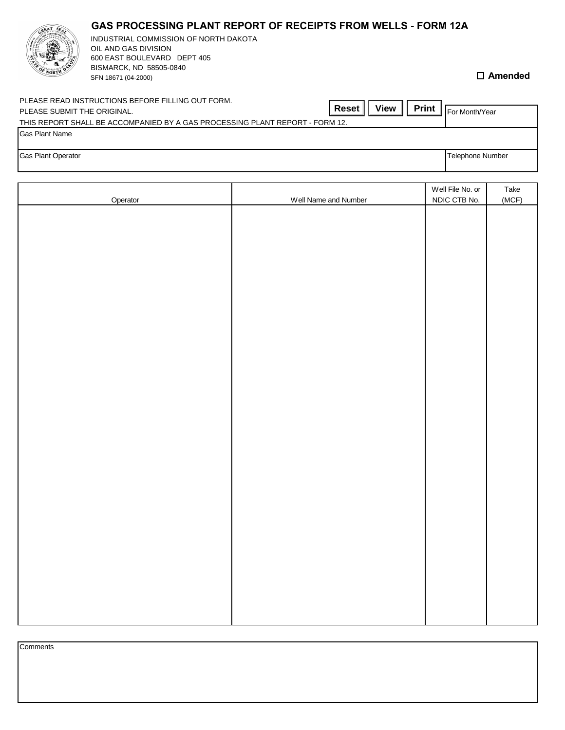# GAS PROCESSING PLANT REPORT OF RECEIPTS FROM WELLS - FORM 12A

INDUSTRIAL COMMISSION OF NORTH DAKOTA
OIL AND GAS DIVISION
600 EAST BOULEVARD DEPT 405
BISMARCK, ND 58505-0840
SFN 18671 (04-2000)

☐ **Amended**

PLEASE READ INSTRUCTIONS BEFORE FILLING OUT FORM.
PLEASE SUBMIT THE ORIGINAL.
THIS REPORT SHALL BE ACCOMPANIED BY A GAS PROCESSING PLANT REPORT - FORM 12.

**Reset** **View** **Print**

| For Month/Year |
|---|
| |

| Gas Plant Name | |
|---|---|
| Gas Plant Operator | Telephone Number |

| Operator | Well Name and Number | Well File No. or NDIC CTB No. | Take (MCF) |
|---|---|---|---|
| | | | |

| Comments |
|---|
| |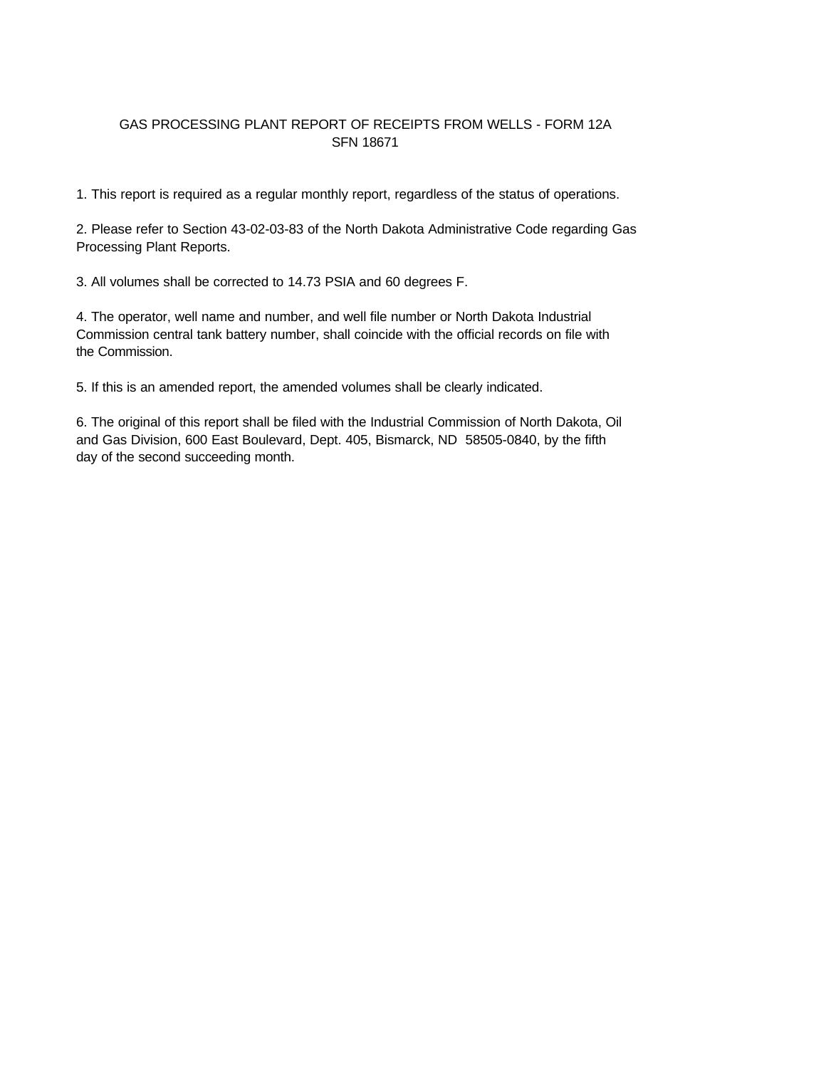# GAS PROCESSING PLANT REPORT OF RECEIPTS FROM WELLS - FORM 12A
## SFN 18671

1. This report is required as a regular monthly report, regardless of the status of operations.

2. Please refer to Section 43-02-03-83 of the North Dakota Administrative Code regarding Gas Processing Plant Reports.

3. All volumes shall be corrected to 14.73 PSIA and 60 degrees F.

4. The operator, well name and number, and well file number or North Dakota Industrial Commission central tank battery number, shall coincide with the official records on file with the Commission.

5. If this is an amended report, the amended volumes shall be clearly indicated.

6. The original of this report shall be filed with the Industrial Commission of North Dakota, Oil and Gas Division, 600 East Boulevard, Dept. 405, Bismarck, ND 58505-0840, by the fifth day of the second succeeding month.